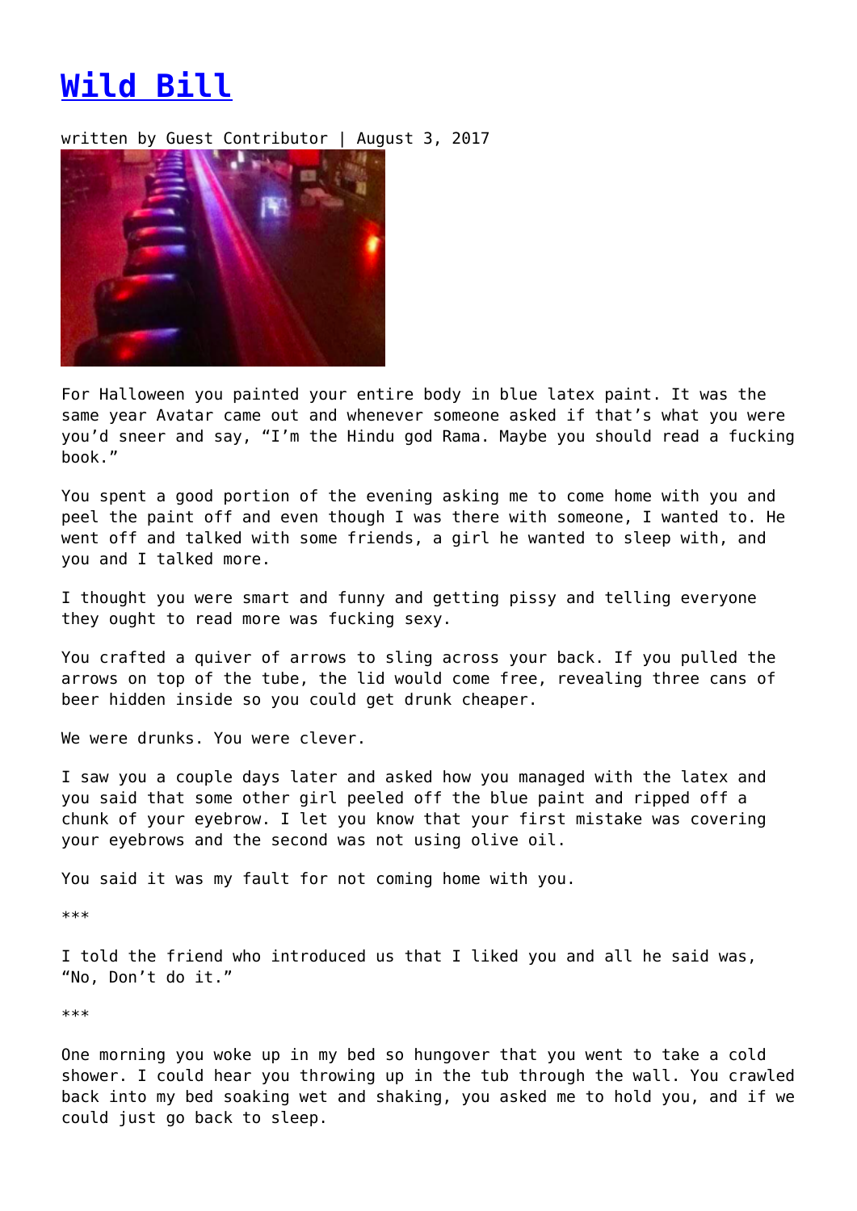# [Wild Bill](#)

written by Guest Contributor | August 3, 2017

For Halloween you painted your entire body in blue latex paint. It was the same year Avatar came out and whenever someone asked if that's what you were you'd sneer and say, "I'm the Hindu god Rama. Maybe you should read a fucking book."

You spent a good portion of the evening asking me to come home with you and peel the paint off and even though I was there with someone, I wanted to. He went off and talked with some friends, a girl he wanted to sleep with, and you and I talked more.

I thought you were smart and funny and getting pissy and telling everyone they ought to read more was fucking sexy.

You crafted a quiver of arrows to sling across your back. If you pulled the arrows on top of the tube, the lid would come free, revealing three cans of beer hidden inside so you could get drunk cheaper.

We were drunks. You were clever.

I saw you a couple days later and asked how you managed with the latex and you said that some other girl peeled off the blue paint and ripped off a chunk of your eyebrow. I let you know that your first mistake was covering your eyebrows and the second was not using olive oil.

You said it was my fault for not coming home with you.

***

I told the friend who introduced us that I liked you and all he said was, "No, Don't do it."

***

One morning you woke up in my bed so hungover that you went to take a cold shower. I could hear you throwing up in the tub through the wall. You crawled back into my bed soaking wet and shaking, you asked me to hold you, and if we could just go back to sleep.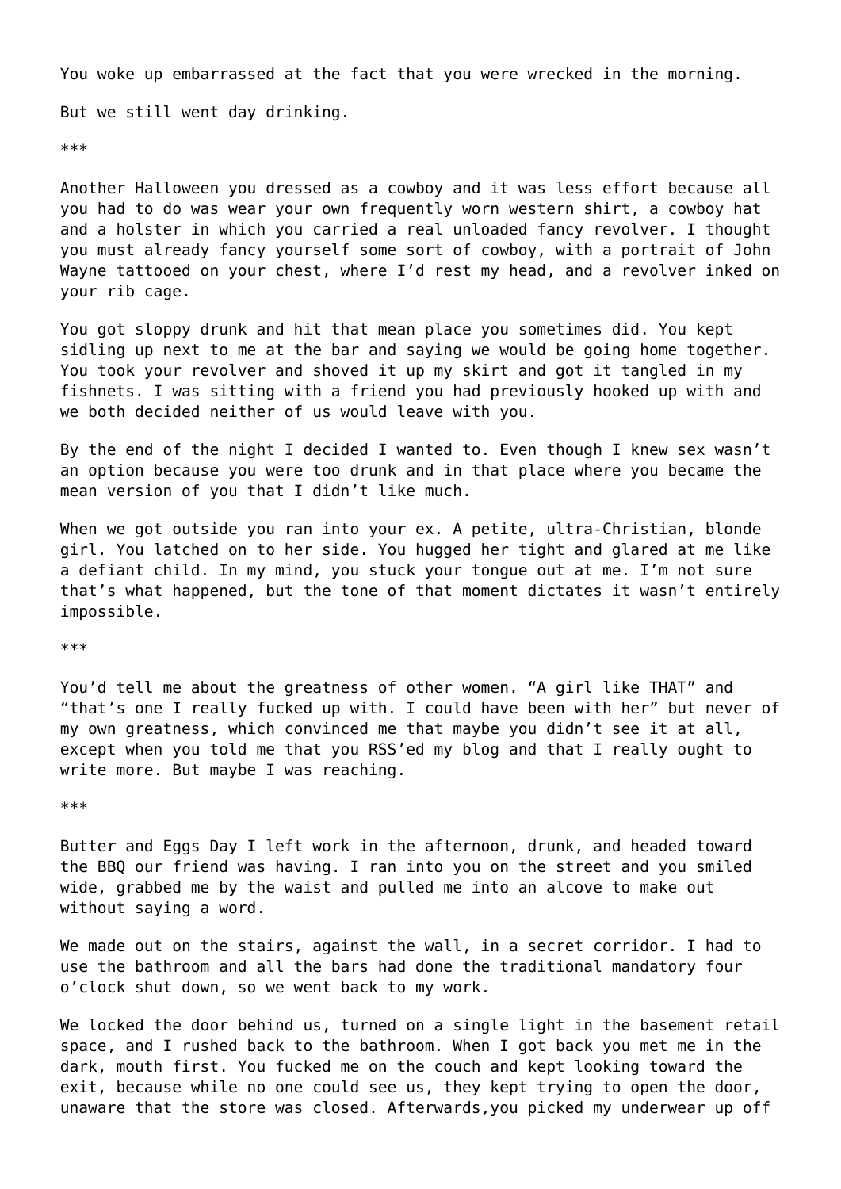You woke up embarrassed at the fact that you were wrecked in the morning.

But we still went day drinking.

***

Another Halloween you dressed as a cowboy and it was less effort because all you had to do was wear your own frequently worn western shirt, a cowboy hat and a holster in which you carried a real unloaded fancy revolver. I thought you must already fancy yourself some sort of cowboy, with a portrait of John Wayne tattooed on your chest, where I'd rest my head, and a revolver inked on your rib cage.

You got sloppy drunk and hit that mean place you sometimes did. You kept sidling up next to me at the bar and saying we would be going home together. You took your revolver and shoved it up my skirt and got it tangled in my fishnets. I was sitting with a friend you had previously hooked up with and we both decided neither of us would leave with you.

By the end of the night I decided I wanted to. Even though I knew sex wasn't an option because you were too drunk and in that place where you became the mean version of you that I didn't like much.

When we got outside you ran into your ex. A petite, ultra-Christian, blonde girl. You latched on to her side. You hugged her tight and glared at me like a defiant child. In my mind, you stuck your tongue out at me. I'm not sure that's what happened, but the tone of that moment dictates it wasn't entirely impossible.

***

You'd tell me about the greatness of other women. "A girl like THAT" and "that's one I really fucked up with. I could have been with her" but never of my own greatness, which convinced me that maybe you didn't see it at all, except when you told me that you RSS'ed my blog and that I really ought to write more. But maybe I was reaching.

***

Butter and Eggs Day I left work in the afternoon, drunk, and headed toward the BBQ our friend was having. I ran into you on the street and you smiled wide, grabbed me by the waist and pulled me into an alcove to make out without saying a word.

We made out on the stairs, against the wall, in a secret corridor. I had to use the bathroom and all the bars had done the traditional mandatory four o'clock shut down, so we went back to my work.

We locked the door behind us, turned on a single light in the basement retail space, and I rushed back to the bathroom. When I got back you met me in the dark, mouth first. You fucked me on the couch and kept looking toward the exit, because while no one could see us, they kept trying to open the door, unaware that the store was closed. Afterwards,you picked my underwear up off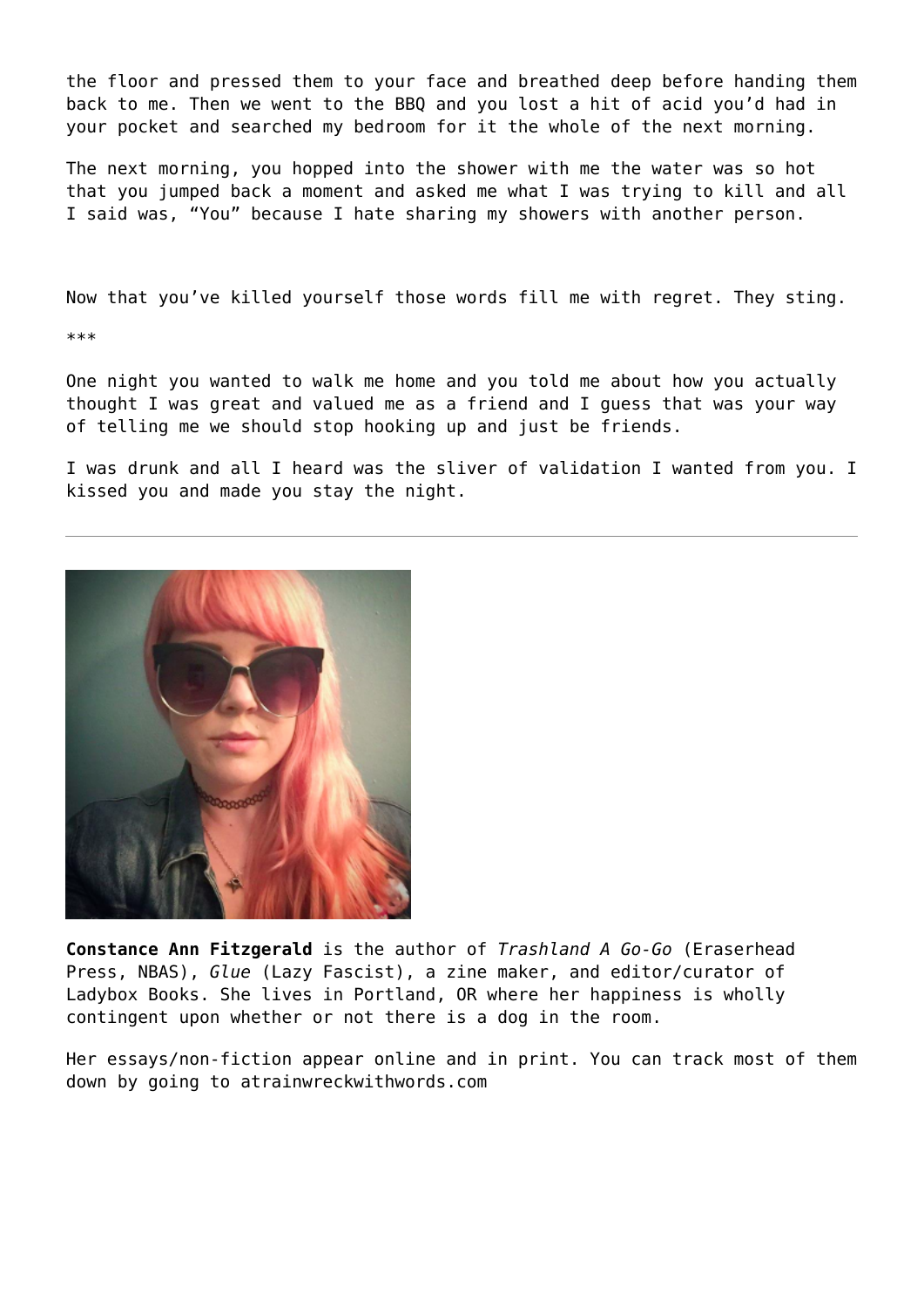the floor and pressed them to your face and breathed deep before handing them back to me. Then we went to the BBQ and you lost a hit of acid you'd had in your pocket and searched my bedroom for it the whole of the next morning.

The next morning, you hopped into the shower with me the water was so hot that you jumped back a moment and asked me what I was trying to kill and all I said was, "You" because I hate sharing my showers with another person.

Now that you've killed yourself those words fill me with regret. They sting.

***

One night you wanted to walk me home and you told me about how you actually thought I was great and valued me as a friend and I guess that was your way of telling me we should stop hooking up and just be friends.

I was drunk and all I heard was the sliver of validation I wanted from you. I kissed you and made you stay the night.

---

**Constance Ann Fitzgerald** is the author of *Trashland A Go-Go* (Eraserhead Press, NBAS), *Glue* (Lazy Fascist), a zine maker, and editor/curator of Ladybox Books. She lives in Portland, OR where her happiness is wholly contingent upon whether or not there is a dog in the room.

Her essays/non-fiction appear online and in print. You can track most of them down by going to atrainwreckwithwords.com